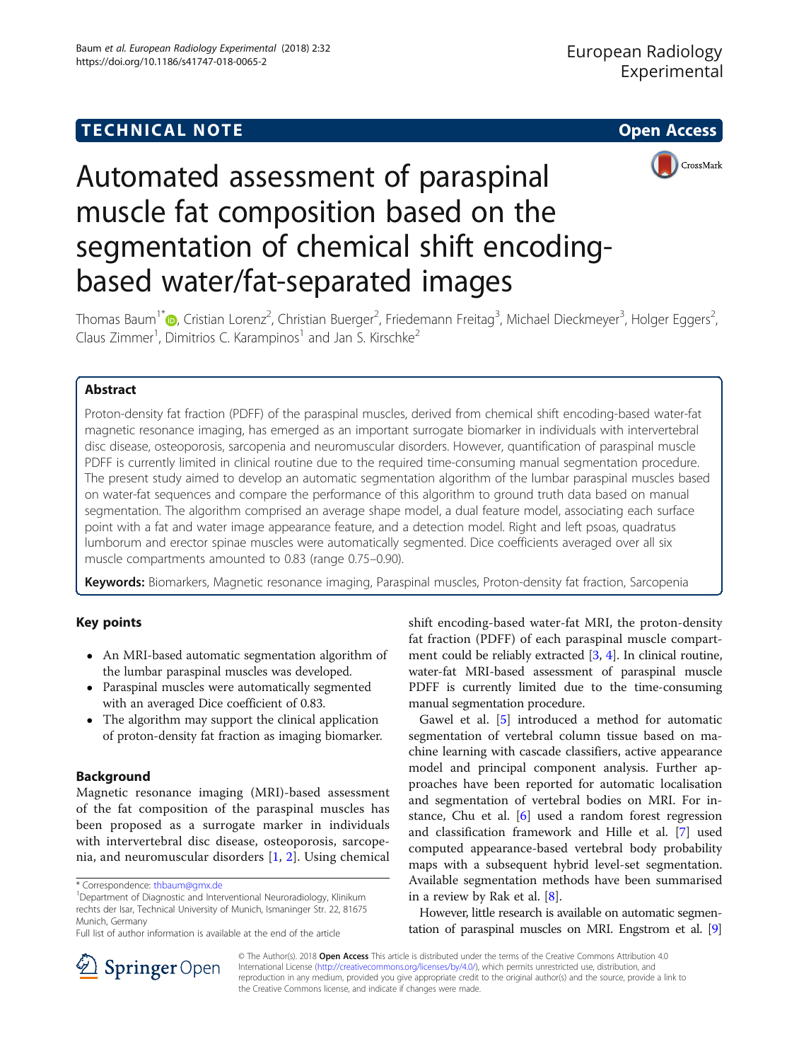TECHNICAL NOTE

Open Access

# Automated assessment of paraspinal muscle fat composition based on the segmentation of chemical shift encoding-based water/fat-separated images

Thomas Baum[1*], Cristian Lorenz[2], Christian Buerger[2], Friedemann Freitag[3], Michael Dieckmeyer[3], Holger Eggers[2], Claus Zimmer[1], Dimitrios C. Karampinos[1] and Jan S. Kirschke[2]

## Abstract

Proton-density fat fraction (PDFF) of the paraspinal muscles, derived from chemical shift encoding-based water-fat magnetic resonance imaging, has emerged as an important surrogate biomarker in individuals with intervertebral disc disease, osteoporosis, sarcopenia and neuromuscular disorders. However, quantification of paraspinal muscle PDFF is currently limited in clinical routine due to the required time-consuming manual segmentation procedure. The present study aimed to develop an automatic segmentation algorithm of the lumbar paraspinal muscles based on water-fat sequences and compare the performance of this algorithm to ground truth data based on manual segmentation. The algorithm comprised an average shape model, a dual feature model, associating each surface point with a fat and water image appearance feature, and a detection model. Right and left psoas, quadratus lumborum and erector spinae muscles were automatically segmented. Dice coefficients averaged over all six muscle compartments amounted to 0.83 (range 0.75–0.90).

**Keywords:** Biomarkers, Magnetic resonance imaging, Paraspinal muscles, Proton-density fat fraction, Sarcopenia

## Key points

- An MRI-based automatic segmentation algorithm of the lumbar paraspinal muscles was developed.
- Paraspinal muscles were automatically segmented with an averaged Dice coefficient of 0.83.
- The algorithm may support the clinical application of proton-density fat fraction as imaging biomarker.

## Background

Magnetic resonance imaging (MRI)-based assessment of the fat composition of the paraspinal muscles has been proposed as a surrogate marker in individuals with intervertebral disc disease, osteoporosis, sarcopenia, and neuromuscular disorders [1, 2]. Using chemical shift encoding-based water-fat MRI, the proton-density fat fraction (PDFF) of each paraspinal muscle compartment could be reliably extracted [3, 4]. In clinical routine, water-fat MRI-based assessment of paraspinal muscle PDFF is currently limited due to the time-consuming manual segmentation procedure.

Gawel et al. [5] introduced a method for automatic segmentation of vertebral column tissue based on machine learning with cascade classifiers, active appearance model and principal component analysis. Further approaches have been reported for automatic localisation and segmentation of vertebral bodies on MRI. For instance, Chu et al. [6] used a random forest regression and classification framework and Hille et al. [7] used computed appearance-based vertebral body probability maps with a subsequent hybrid level-set segmentation. Available segmentation methods have been summarised in a review by Rak et al. [8].

However, little research is available on automatic segmentation of paraspinal muscles on MRI. Engstrom et al. [9]

\* Correspondence: thbaum@gmx.de

[1]Department of Diagnostic and Interventional Neuroradiology, Klinikum rechts der Isar, Technical University of Munich, Ismaninger Str. 22, 81675 Munich, Germany

Full list of author information is available at the end of the article

© The Author(s). 2018 **Open Access** This article is distributed under the terms of the Creative Commons Attribution 4.0 International License (http://creativecommons.org/licenses/by/4.0/), which permits unrestricted use, distribution, and reproduction in any medium, provided you give appropriate credit to the original author(s) and the source, provide a link to the Creative Commons license, and indicate if changes were made.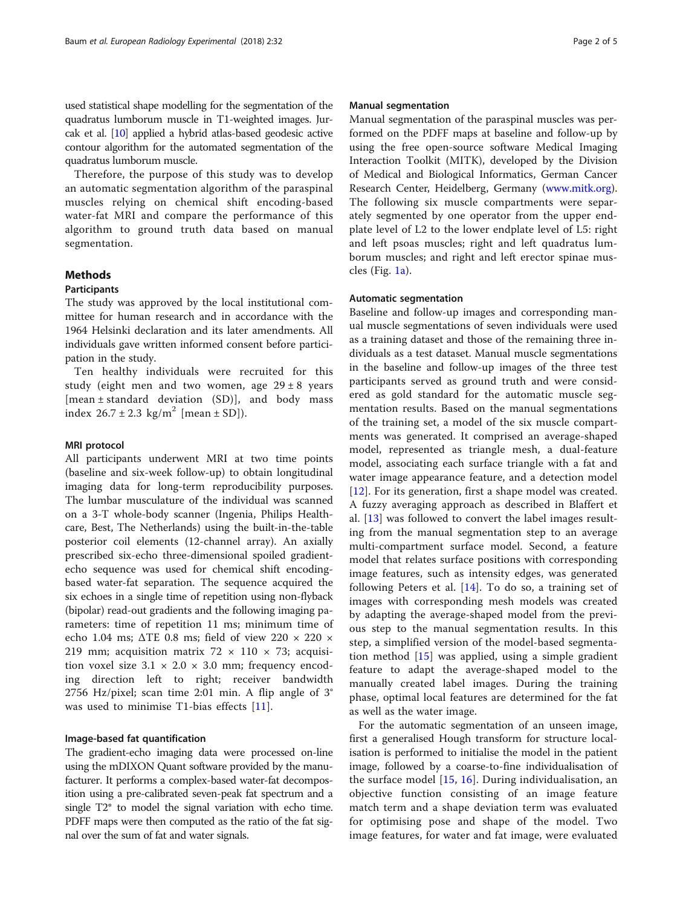used statistical shape modelling for the segmentation of the quadratus lumborum muscle in T1-weighted images. Jurcak et al. [10] applied a hybrid atlas-based geodesic active contour algorithm for the automated segmentation of the quadratus lumborum muscle.

Therefore, the purpose of this study was to develop an automatic segmentation algorithm of the paraspinal muscles relying on chemical shift encoding-based water-fat MRI and compare the performance of this algorithm to ground truth data based on manual segmentation.

## Methods

### Participants

The study was approved by the local institutional committee for human research and in accordance with the 1964 Helsinki declaration and its later amendments. All individuals gave written informed consent before participation in the study.

Ten healthy individuals were recruited for this study (eight men and two women, age 29 ± 8 years [mean ± standard deviation (SD)], and body mass index 26.7 ± 2.3 kg/m$^2$ [mean ± SD]).

### MRI protocol

All participants underwent MRI at two time points (baseline and six-week follow-up) to obtain longitudinal imaging data for long-term reproducibility purposes. The lumbar musculature of the individual was scanned on a 3-T whole-body scanner (Ingenia, Philips Healthcare, Best, The Netherlands) using the built-in-the-table posterior coil elements (12-channel array). An axially prescribed six-echo three-dimensional spoiled gradient-echo sequence was used for chemical shift encoding-based water-fat separation. The sequence acquired the six echoes in a single time of repetition using non-flyback (bipolar) read-out gradients and the following imaging parameters: time of repetition 11 ms; minimum time of echo 1.04 ms; ΔTE 0.8 ms; field of view 220 × 220 × 219 mm; acquisition matrix 72 × 110 × 73; acquisition voxel size 3.1 × 2.0 × 3.0 mm; frequency encoding direction left to right; receiver bandwidth 2756 Hz/pixel; scan time 2:01 min. A flip angle of 3° was used to minimise T1-bias effects [11].

### Image-based fat quantification

The gradient-echo imaging data were processed on-line using the mDIXON Quant software provided by the manufacturer. It performs a complex-based water-fat decomposition using a pre-calibrated seven-peak fat spectrum and a single T2* to model the signal variation with echo time. PDFF maps were then computed as the ratio of the fat signal over the sum of fat and water signals.

### Manual segmentation

Manual segmentation of the paraspinal muscles was performed on the PDFF maps at baseline and follow-up by using the free open-source software Medical Imaging Interaction Toolkit (MITK), developed by the Division of Medical and Biological Informatics, German Cancer Research Center, Heidelberg, Germany (www.mitk.org). The following six muscle compartments were separately segmented by one operator from the upper endplate level of L2 to the lower endplate level of L5: right and left psoas muscles; right and left quadratus lumborum muscles; and right and left erector spinae muscles (Fig. 1a).

### Automatic segmentation

Baseline and follow-up images and corresponding manual muscle segmentations of seven individuals were used as a training dataset and those of the remaining three individuals as a test dataset. Manual muscle segmentations in the baseline and follow-up images of the three test participants served as ground truth and were considered as gold standard for the automatic muscle segmentation results. Based on the manual segmentations of the training set, a model of the six muscle compartments was generated. It comprised an average-shaped model, represented as triangle mesh, a dual-feature model, associating each surface triangle with a fat and water image appearance feature, and a detection model [12]. For its generation, first a shape model was created. A fuzzy averaging approach as described in Blaffert et al. [13] was followed to convert the label images resulting from the manual segmentation step to an average multi-compartment surface model. Second, a feature model that relates surface positions with corresponding image features, such as intensity edges, was generated following Peters et al. [14]. To do so, a training set of images with corresponding mesh models was created by adapting the average-shaped model from the previous step to the manual segmentation results. In this step, a simplified version of the model-based segmentation method [15] was applied, using a simple gradient feature to adapt the average-shaped model to the manually created label images. During the training phase, optimal local features are determined for the fat as well as the water image.

For the automatic segmentation of an unseen image, first a generalised Hough transform for structure localisation is performed to initialise the model in the patient image, followed by a coarse-to-fine individualisation of the surface model [15, 16]. During individualisation, an objective function consisting of an image feature match term and a shape deviation term was evaluated for optimising pose and shape of the model. Two image features, for water and fat image, were evaluated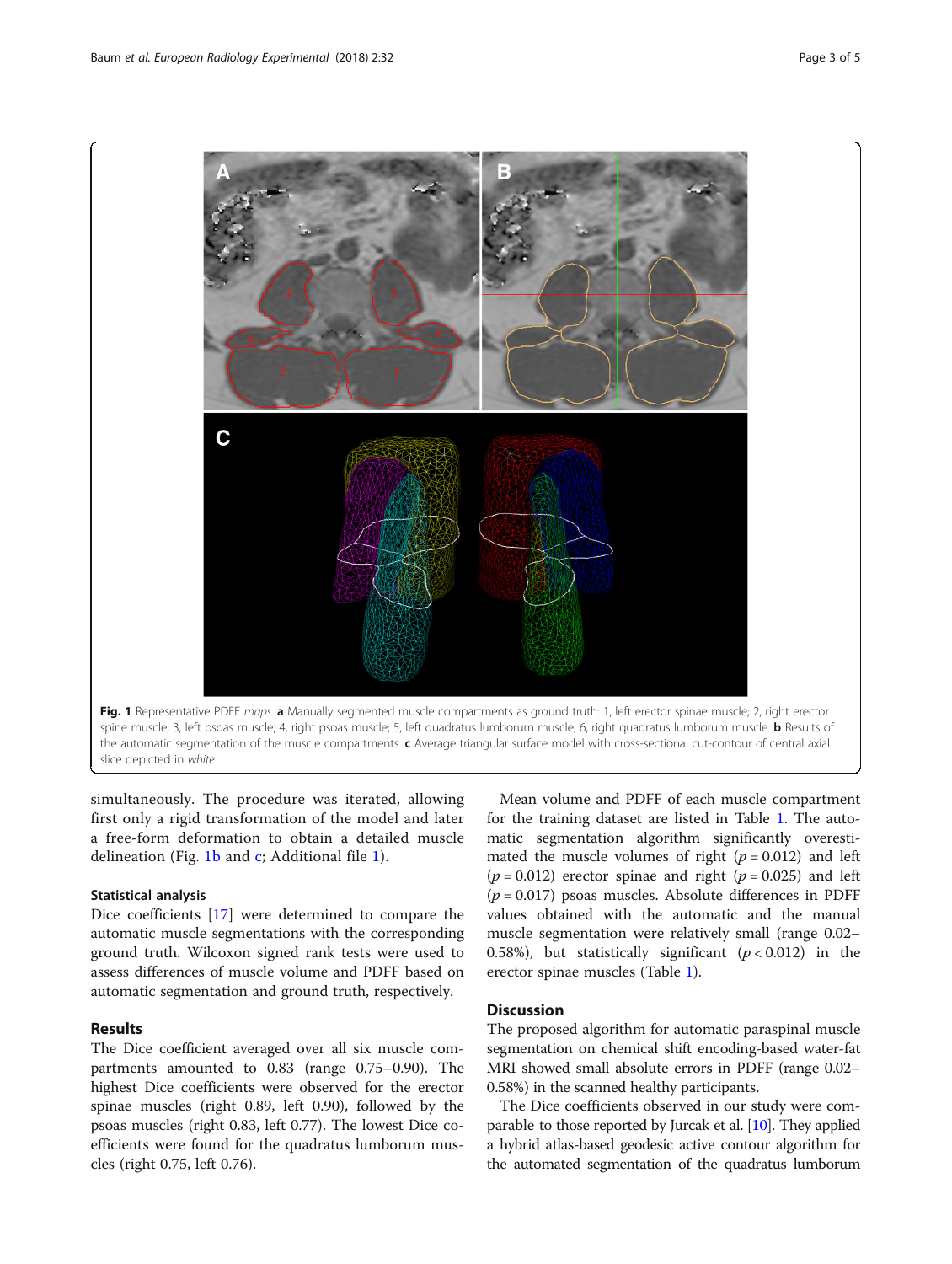Fig. 1 Representative PDFF *maps*. **a** Manually segmented muscle compartments as ground truth: 1, left erector spinae muscle; 2, right erector spine muscle; 3, left psoas muscle; 4, right psoas muscle; 5, left quadratus lumborum muscle; 6, right quadratus lumborum muscle. **b** Results of the automatic segmentation of the muscle compartments. **c** Average triangular surface model with cross-sectional cut-contour of central axial slice depicted in *white*

simultaneously. The procedure was iterated, allowing first only a rigid transformation of the model and later a free-form deformation to obtain a detailed muscle delineation (Fig. 1b and c; Additional file 1).

### Statistical analysis

Dice coefficients [17] were determined to compare the automatic muscle segmentations with the corresponding ground truth. Wilcoxon signed rank tests were used to assess differences of muscle volume and PDFF based on automatic segmentation and ground truth, respectively.

## Results

The Dice coefficient averaged over all six muscle compartments amounted to 0.83 (range 0.75–0.90). The highest Dice coefficients were observed for the erector spinae muscles (right 0.89, left 0.90), followed by the psoas muscles (right 0.83, left 0.77). The lowest Dice coefficients were found for the quadratus lumborum muscles (right 0.75, left 0.76).

Mean volume and PDFF of each muscle compartment for the training dataset are listed in Table 1. The automatic segmentation algorithm significantly overestimated the muscle volumes of right ($p = 0.012$) and left ($p = 0.012$) erector spinae and right ($p = 0.025$) and left ($p = 0.017$) psoas muscles. Absolute differences in PDFF values obtained with the automatic and the manual muscle segmentation were relatively small (range 0.02–0.58%), but statistically significant ($p < 0.012$) in the erector spinae muscles (Table 1).

## Discussion

The proposed algorithm for automatic paraspinal muscle segmentation on chemical shift encoding-based water-fat MRI showed small absolute errors in PDFF (range 0.02–0.58%) in the scanned healthy participants.

The Dice coefficients observed in our study were comparable to those reported by Jurcak et al. [10]. They applied a hybrid atlas-based geodesic active contour algorithm for the automated segmentation of the quadratus lumborum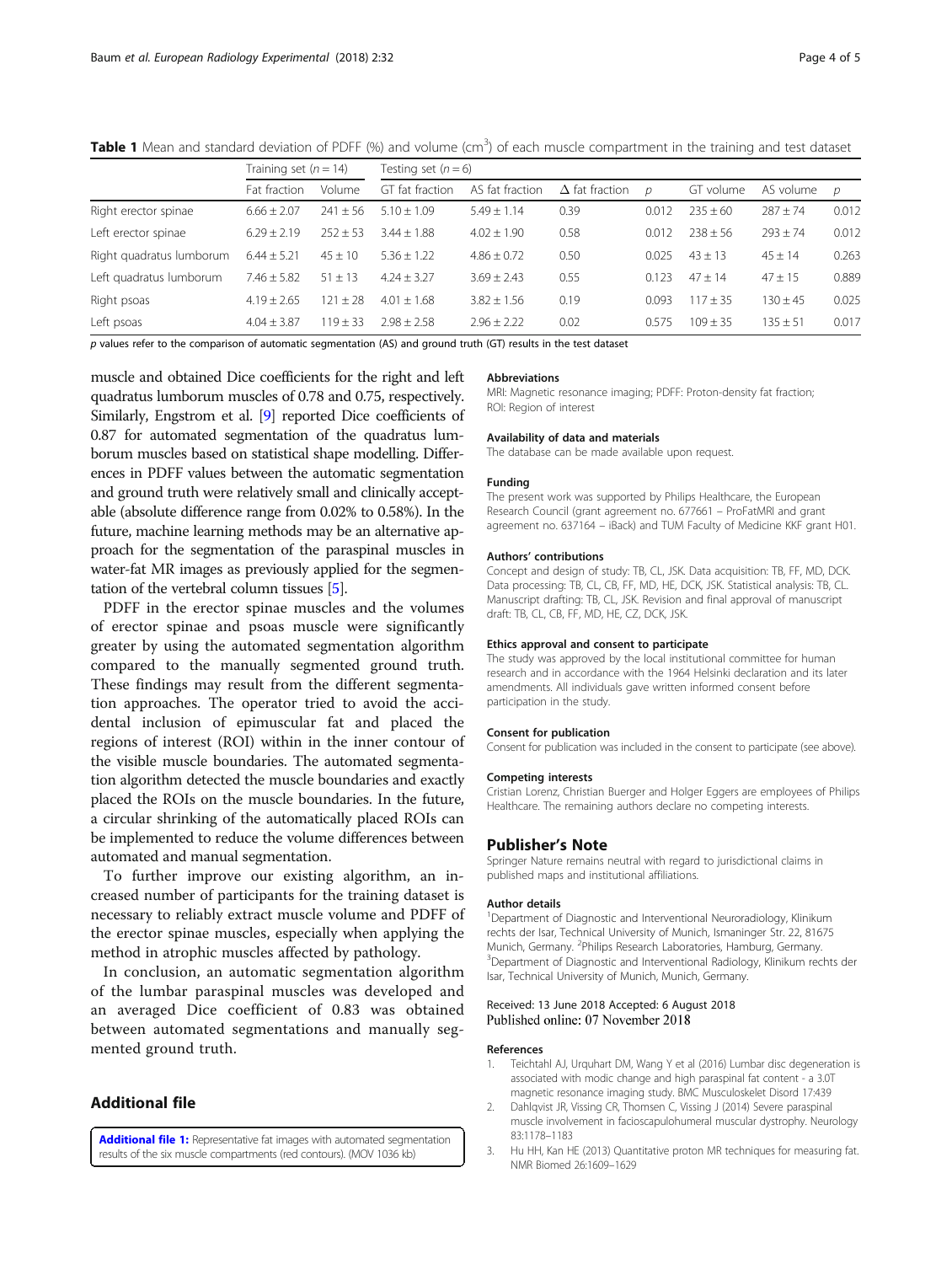**Table 1** Mean and standard deviation of PDFF (%) and volume ($cm^3$) of each muscle compartment in the training and test dataset

| | Training set ($n = 14$) | | Testing set ($n = 6$) | | | | | | |
|---|---|---|---|---|---|---|---|---|---|
| | Fat fraction | Volume | GT fat fraction | AS fat fraction | Δ fat fraction | *p* | GT volume | AS volume | *p* |
| Right erector spinae | 6.66 ± 2.07 | 241 ± 56 | 5.10 ± 1.09 | 5.49 ± 1.14 | 0.39 | 0.012 | 235 ± 60 | 287 ± 74 | 0.012 |
| Left erector spinae | 6.29 ± 2.19 | 252 ± 53 | 3.44 ± 1.88 | 4.02 ± 1.90 | 0.58 | 0.012 | 238 ± 56 | 293 ± 74 | 0.012 |
| Right quadratus lumborum | 6.44 ± 5.21 | 45 ± 10 | 5.36 ± 1.22 | 4.86 ± 0.72 | 0.50 | 0.025 | 43 ± 13 | 45 ± 14 | 0.263 |
| Left quadratus lumborum | 7.46 ± 5.82 | 51 ± 13 | 4.24 ± 3.27 | 3.69 ± 2.43 | 0.55 | 0.123 | 47 ± 14 | 47 ± 15 | 0.889 |
| Right psoas | 4.19 ± 2.65 | 121 ± 28 | 4.01 ± 1.68 | 3.82 ± 1.56 | 0.19 | 0.093 | 117 ± 35 | 130 ± 45 | 0.025 |
| Left psoas | 4.04 ± 3.87 | 119 ± 33 | 2.98 ± 2.58 | 2.96 ± 2.22 | 0.02 | 0.575 | 109 ± 35 | 135 ± 51 | 0.017 |

*p* values refer to the comparison of automatic segmentation (AS) and ground truth (GT) results in the test dataset

muscle and obtained Dice coefficients for the right and left quadratus lumborum muscles of 0.78 and 0.75, respectively. Similarly, Engstrom et al. [9] reported Dice coefficients of 0.87 for automated segmentation of the quadratus lumborum muscles based on statistical shape modelling. Differences in PDFF values between the automatic segmentation and ground truth were relatively small and clinically acceptable (absolute difference range from 0.02% to 0.58%). In the future, machine learning methods may be an alternative approach for the segmentation of the paraspinal muscles in water-fat MR images as previously applied for the segmentation of the vertebral column tissues [5].

PDFF in the erector spinae muscles and the volumes of erector spinae and psoas muscle were significantly greater by using the automated segmentation algorithm compared to the manually segmented ground truth. These findings may result from the different segmentation approaches. The operator tried to avoid the accidental inclusion of epimuscular fat and placed the regions of interest (ROI) within in the inner contour of the visible muscle boundaries. The automated segmentation algorithm detected the muscle boundaries and exactly placed the ROIs on the muscle boundaries. In the future, a circular shrinking of the automatically placed ROIs can be implemented to reduce the volume differences between automated and manual segmentation.

To further improve our existing algorithm, an increased number of participants for the training dataset is necessary to reliably extract muscle volume and PDFF of the erector spinae muscles, especially when applying the method in atrophic muscles affected by pathology.

In conclusion, an automatic segmentation algorithm of the lumbar paraspinal muscles was developed and an averaged Dice coefficient of 0.83 was obtained between automated segmentations and manually segmented ground truth.

## Additional file

**Additional file 1:** Representative fat images with automated segmentation results of the six muscle compartments (red contours). (MOV 1036 kb)

#### Abbreviations

MRI: Magnetic resonance imaging; PDFF: Proton-density fat fraction; ROI: Region of interest

#### Availability of data and materials

The database can be made available upon request.

#### Funding

The present work was supported by Philips Healthcare, the European Research Council (grant agreement no. 677661 – ProFatMRI and grant agreement no. 637164 – iBack) and TUM Faculty of Medicine KKF grant H01.

#### Authors' contributions

Concept and design of study: TB, CL, JSK. Data acquisition: TB, FF, MD, DCK. Data processing: TB, CL, CB, FF, MD, HE, DCK, JSK. Statistical analysis: TB, CL. Manuscript drafting: TB, CL, JSK. Revision and final approval of manuscript draft: TB, CL, CB, FF, MD, HE, CZ, DCK, JSK.

#### Ethics approval and consent to participate

The study was approved by the local institutional committee for human research and in accordance with the 1964 Helsinki declaration and its later amendments. All individuals gave written informed consent before participation in the study.

#### Consent for publication

Consent for publication was included in the consent to participate (see above).

#### Competing interests

Cristian Lorenz, Christian Buerger and Holger Eggers are employees of Philips Healthcare. The remaining authors declare no competing interests.

## Publisher's Note

Springer Nature remains neutral with regard to jurisdictional claims in published maps and institutional affiliations.

#### Author details

[1]Department of Diagnostic and Interventional Neuroradiology, Klinikum rechts der Isar, Technical University of Munich, Ismaninger Str. 22, 81675 Munich, Germany. [2]Philips Research Laboratories, Hamburg, Germany. [3]Department of Diagnostic and Interventional Radiology, Klinikum rechts der Isar, Technical University of Munich, Munich, Germany.

Received: 13 June 2018 Accepted: 6 August 2018
Published online: 07 November 2018

#### References

1. Teichtahl AJ, Urquhart DM, Wang Y et al (2016) Lumbar disc degeneration is associated with modic change and high paraspinal fat content - a 3.0T magnetic resonance imaging study. BMC Musculoskelet Disord 17:439
2. Dahlqvist JR, Vissing CR, Thomsen C, Vissing J (2014) Severe paraspinal muscle involvement in facioscapulohumeral muscular dystrophy. Neurology 83:1178–1183
3. Hu HH, Kan HE (2013) Quantitative proton MR techniques for measuring fat. NMR Biomed 26:1609–1629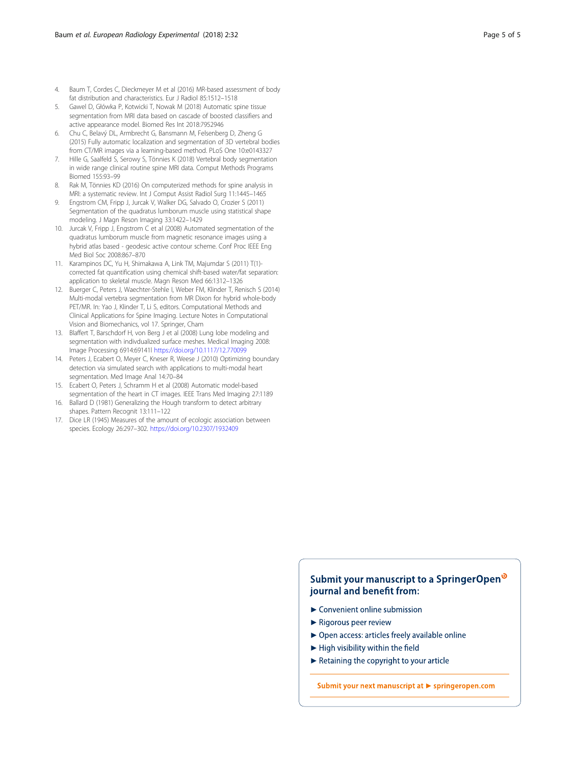4. Baum T, Cordes C, Dieckmeyer M et al (2016) MR-based assessment of body fat distribution and characteristics. Eur J Radiol 85:1512–1518
5. Gawel D, Główka P, Kotwicki T, Nowak M (2018) Automatic spine tissue segmentation from MRI data based on cascade of boosted classifiers and active appearance model. Biomed Res Int 2018:7952946
6. Chu C, Belavý DL, Armbrecht G, Bansmann M, Felsenberg D, Zheng G (2015) Fully automatic localization and segmentation of 3D vertebral bodies from CT/MR images via a learning-based method. PLoS One 10:e0143327
7. Hille G, Saalfeld S, Serowy S, Tönnies K (2018) Vertebral body segmentation in wide range clinical routine spine MRI data. Comput Methods Programs Biomed 155:93–99
8. Rak M, Tönnies KD (2016) On computerized methods for spine analysis in MRI: a systematic review. Int J Comput Assist Radiol Surg 11:1445–1465
9. Engstrom CM, Fripp J, Jurcak V, Walker DG, Salvado O, Crozier S (2011) Segmentation of the quadratus lumborum muscle using statistical shape modeling. J Magn Reson Imaging 33:1422–1429
10. Jurcak V, Fripp J, Engstrom C et al (2008) Automated segmentation of the quadratus lumborum muscle from magnetic resonance images using a hybrid atlas based - geodesic active contour scheme. Conf Proc IEEE Eng Med Biol Soc 2008:867–870
11. Karampinos DC, Yu H, Shimakawa A, Link TM, Majumdar S (2011) T(1)-corrected fat quantification using chemical shift-based water/fat separation: application to skeletal muscle. Magn Reson Med 66:1312–1326
12. Buerger C, Peters J, Waechter-Stehle I, Weber FM, Klinder T, Renisch S (2014) Multi-modal vertebra segmentation from MR Dixon for hybrid whole-body PET/MR. In: Yao J, Klinder T, Li S, editors. Computational Methods and Clinical Applications for Spine Imaging. Lecture Notes in Computational Vision and Biomechanics, vol 17. Springer, Cham
13. Blaffert T, Barschdorf H, von Berg J et al (2008) Lung lobe modeling and segmentation with indivdualized surface meshes. Medical Imaging 2008: Image Processing 6914:69141I https://doi.org/10.1117/12.770099
14. Peters J, Ecabert O, Meyer C, Kneser R, Weese J (2010) Optimizing boundary detection via simulated search with applications to multi-modal heart segmentation. Med Image Anal 14:70–84
15. Ecabert O, Peters J, Schramm H et al (2008) Automatic model-based segmentation of the heart in CT images. IEEE Trans Med Imaging 27:1189
16. Ballard D (1981) Generalizing the Hough transform to detect arbitrary shapes. Pattern Recognit 13:111–122
17. Dice LR (1945) Measures of the amount of ecologic association between species. Ecology 26:297–302. https://doi.org/10.2307/1932409

**Submit your manuscript to a SpringerOpen journal and benefit from:**

- ► Convenient online submission
- ► Rigorous peer review
- ► Open access: articles freely available online
- ► High visibility within the field
- ► Retaining the copyright to your article

**Submit your next manuscript at ► springeropen.com**